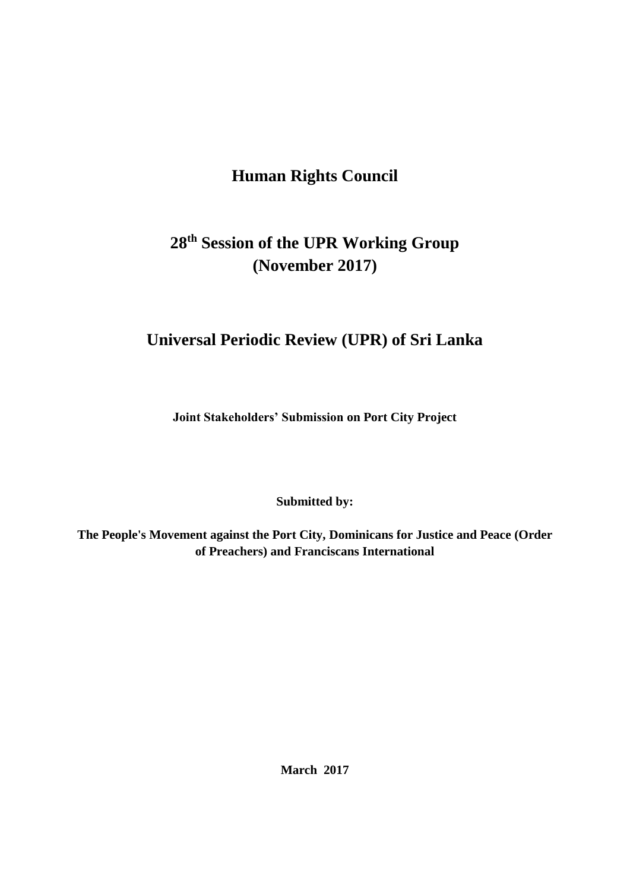# Human Rights Council

## 28th Session of the UPR Working Group (November 2017)

## Universal Periodic Review (UPR) of Sri Lanka

**Joint Stakeholders' Submission on Port City Project**

**Submitted by:**

**The People's Movement against the Port City, Dominicans for Justice and Peace (Order of Preachers) and Franciscans International**

**March 2017**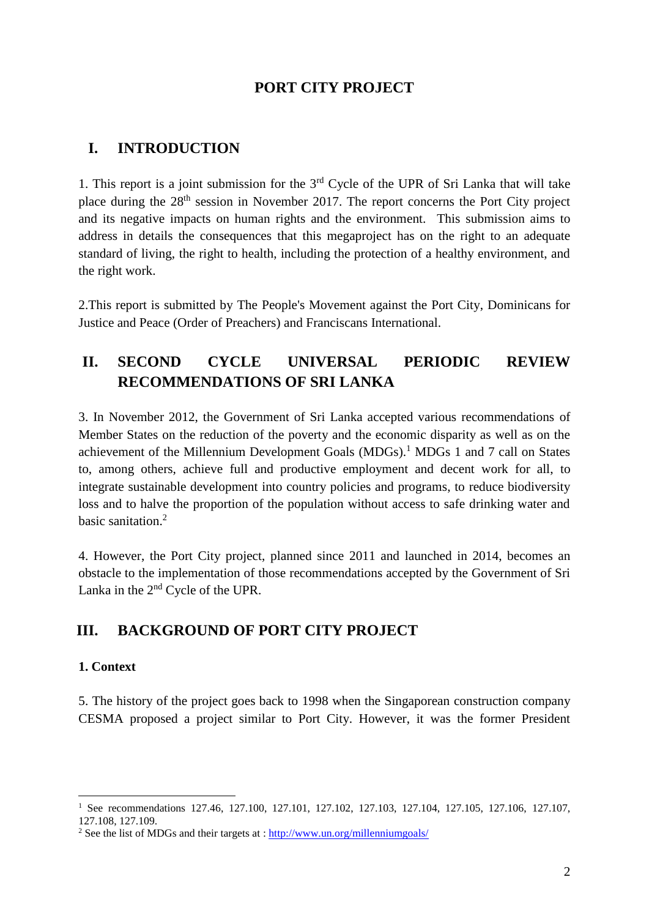# PORT CITY PROJECT

## I. INTRODUCTION

1. This report is a joint submission for the 3rd Cycle of the UPR of Sri Lanka that will take place during the 28th session in November 2017. The report concerns the Port City project and its negative impacts on human rights and the environment. This submission aims to address in details the consequences that this megaproject has on the right to an adequate standard of living, the right to health, including the protection of a healthy environment, and the right work.

2.This report is submitted by The People's Movement against the Port City, Dominicans for Justice and Peace (Order of Preachers) and Franciscans International.

## II. SECOND CYCLE UNIVERSAL PERIODIC REVIEW RECOMMENDATIONS OF SRI LANKA

3. In November 2012, the Government of Sri Lanka accepted various recommendations of Member States on the reduction of the poverty and the economic disparity as well as on the achievement of the Millennium Development Goals (MDGs).[1] MDGs 1 and 7 call on States to, among others, achieve full and productive employment and decent work for all, to integrate sustainable development into country policies and programs, to reduce biodiversity loss and to halve the proportion of the population without access to safe drinking water and basic sanitation.[2]

4. However, the Port City project, planned since 2011 and launched in 2014, becomes an obstacle to the implementation of those recommendations accepted by the Government of Sri Lanka in the 2nd Cycle of the UPR.

## III. BACKGROUND OF PORT CITY PROJECT

### 1. Context

5. The history of the project goes back to 1998 when the Singaporean construction company CESMA proposed a project similar to Port City. However, it was the former President

---

[1] See recommendations 127.46, 127.100, 127.101, 127.102, 127.103, 127.104, 127.105, 127.106, 127.107, 127.108, 127.109.

[2] See the list of MDGs and their targets at : http://www.un.org/millenniumgoals/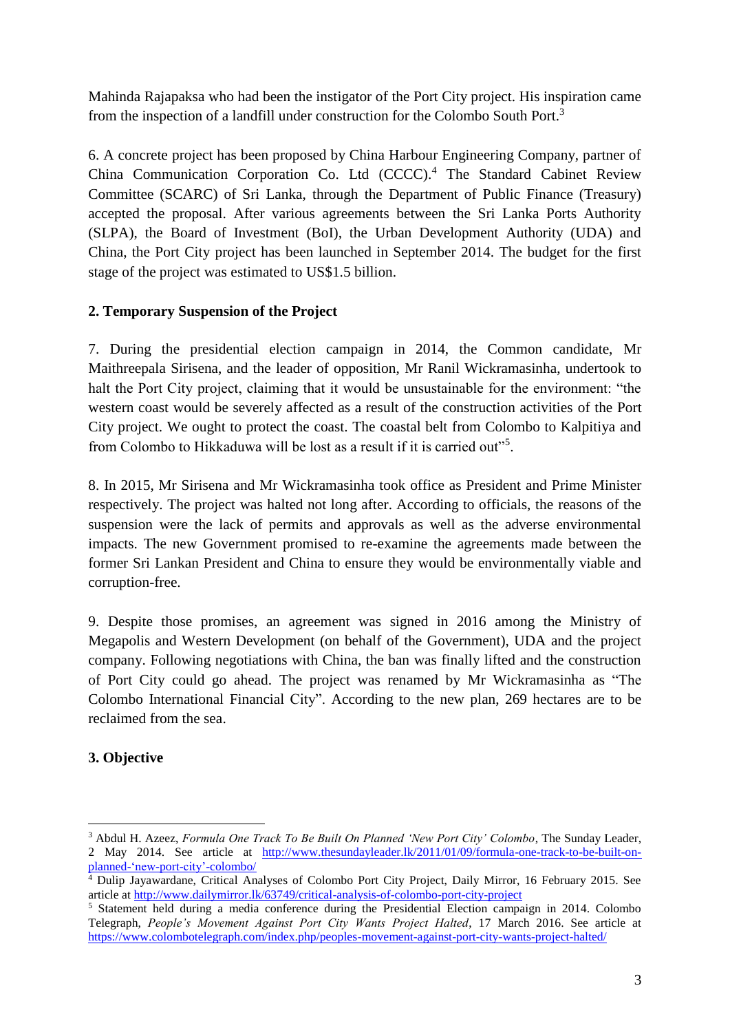Mahinda Rajapaksa who had been the instigator of the Port City project. His inspiration came from the inspection of a landfill under construction for the Colombo South Port.[3]

6. A concrete project has been proposed by China Harbour Engineering Company, partner of China Communication Corporation Co. Ltd (CCCC).[4] The Standard Cabinet Review Committee (SCARC) of Sri Lanka, through the Department of Public Finance (Treasury) accepted the proposal. After various agreements between the Sri Lanka Ports Authority (SLPA), the Board of Investment (BoI), the Urban Development Authority (UDA) and China, the Port City project has been launched in September 2014. The budget for the first stage of the project was estimated to US$1.5 billion.

## 2. Temporary Suspension of the Project

7. During the presidential election campaign in 2014, the Common candidate, Mr Maithreepala Sirisena, and the leader of opposition, Mr Ranil Wickramasinha, undertook to halt the Port City project, claiming that it would be unsustainable for the environment: "the western coast would be severely affected as a result of the construction activities of the Port City project. We ought to protect the coast. The coastal belt from Colombo to Kalpitiya and from Colombo to Hikkaduwa will be lost as a result if it is carried out"[5].

8. In 2015, Mr Sirisena and Mr Wickramasinha took office as President and Prime Minister respectively. The project was halted not long after. According to officials, the reasons of the suspension were the lack of permits and approvals as well as the adverse environmental impacts. The new Government promised to re-examine the agreements made between the former Sri Lankan President and China to ensure they would be environmentally viable and corruption-free.

9. Despite those promises, an agreement was signed in 2016 among the Ministry of Megapolis and Western Development (on behalf of the Government), UDA and the project company. Following negotiations with China, the ban was finally lifted and the construction of Port City could go ahead. The project was renamed by Mr Wickramasinha as "The Colombo International Financial City". According to the new plan, 269 hectares are to be reclaimed from the sea.

## 3. Objective

---

[3] Abdul H. Azeez, *Formula One Track To Be Built On Planned 'New Port City' Colombo*, The Sunday Leader, 2 May 2014. See article at http://www.thesundayleader.lk/2011/01/09/formula-one-track-to-be-built-on-planned-'new-port-city'-colombo/

[4] Dulip Jayawardane, Critical Analyses of Colombo Port City Project, Daily Mirror, 16 February 2015. See article at http://www.dailymirror.lk/63749/critical-analysis-of-colombo-port-city-project

[5] Statement held during a media conference during the Presidential Election campaign in 2014. Colombo Telegraph, *People's Movement Against Port City Wants Project Halted*, 17 March 2016. See article at https://www.colombotelegraph.com/index.php/peoples-movement-against-port-city-wants-project-halted/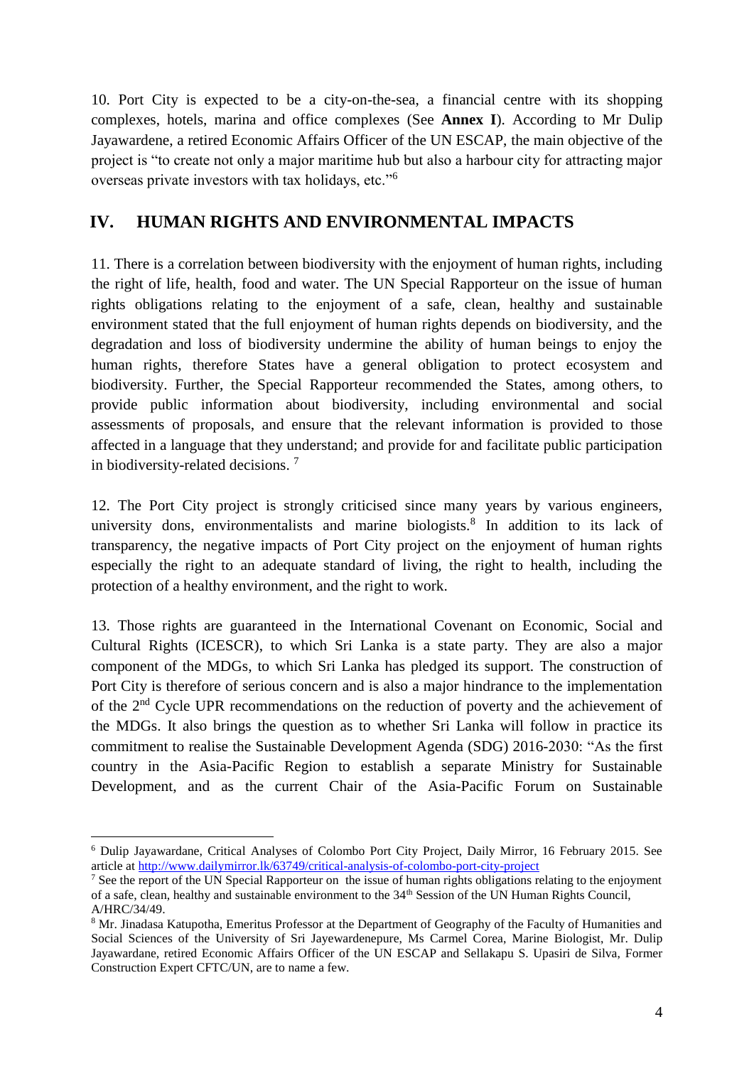10. Port City is expected to be a city-on-the-sea, a financial centre with its shopping complexes, hotels, marina and office complexes (See **Annex I**). According to Mr Dulip Jayawardene, a retired Economic Affairs Officer of the UN ESCAP, the main objective of the project is "to create not only a major maritime hub but also a harbour city for attracting major overseas private investors with tax holidays, etc."[6]

## IV. HUMAN RIGHTS AND ENVIRONMENTAL IMPACTS

11. There is a correlation between biodiversity with the enjoyment of human rights, including the right of life, health, food and water. The UN Special Rapporteur on the issue of human rights obligations relating to the enjoyment of a safe, clean, healthy and sustainable environment stated that the full enjoyment of human rights depends on biodiversity, and the degradation and loss of biodiversity undermine the ability of human beings to enjoy the human rights, therefore States have a general obligation to protect ecosystem and biodiversity. Further, the Special Rapporteur recommended the States, among others, to provide public information about biodiversity, including environmental and social assessments of proposals, and ensure that the relevant information is provided to those affected in a language that they understand; and provide for and facilitate public participation in biodiversity-related decisions. [7]

12. The Port City project is strongly criticised since many years by various engineers, university dons, environmentalists and marine biologists.[8] In addition to its lack of transparency, the negative impacts of Port City project on the enjoyment of human rights especially the right to an adequate standard of living, the right to health, including the protection of a healthy environment, and the right to work.

13. Those rights are guaranteed in the International Covenant on Economic, Social and Cultural Rights (ICESCR), to which Sri Lanka is a state party. They are also a major component of the MDGs, to which Sri Lanka has pledged its support. The construction of Port City is therefore of serious concern and is also a major hindrance to the implementation of the 2nd Cycle UPR recommendations on the reduction of poverty and the achievement of the MDGs. It also brings the question as to whether Sri Lanka will follow in practice its commitment to realise the Sustainable Development Agenda (SDG) 2016-2030: "As the first country in the Asia-Pacific Region to establish a separate Ministry for Sustainable Development, and as the current Chair of the Asia-Pacific Forum on Sustainable

---

[6] Dulip Jayawardane, Critical Analyses of Colombo Port City Project, Daily Mirror, 16 February 2015. See article at http://www.dailymirror.lk/63749/critical-analysis-of-colombo-port-city-project

[7] See the report of the UN Special Rapporteur on the issue of human rights obligations relating to the enjoyment of a safe, clean, healthy and sustainable environment to the 34th Session of the UN Human Rights Council, A/HRC/34/49.

[8] Mr. Jinadasa Katupotha, Emeritus Professor at the Department of Geography of the Faculty of Humanities and Social Sciences of the University of Sri Jayewardenepure, Ms Carmel Corea, Marine Biologist, Mr. Dulip Jayawardane, retired Economic Affairs Officer of the UN ESCAP and Sellakapu S. Upasiri de Silva, Former Construction Expert CFTC/UN, are to name a few.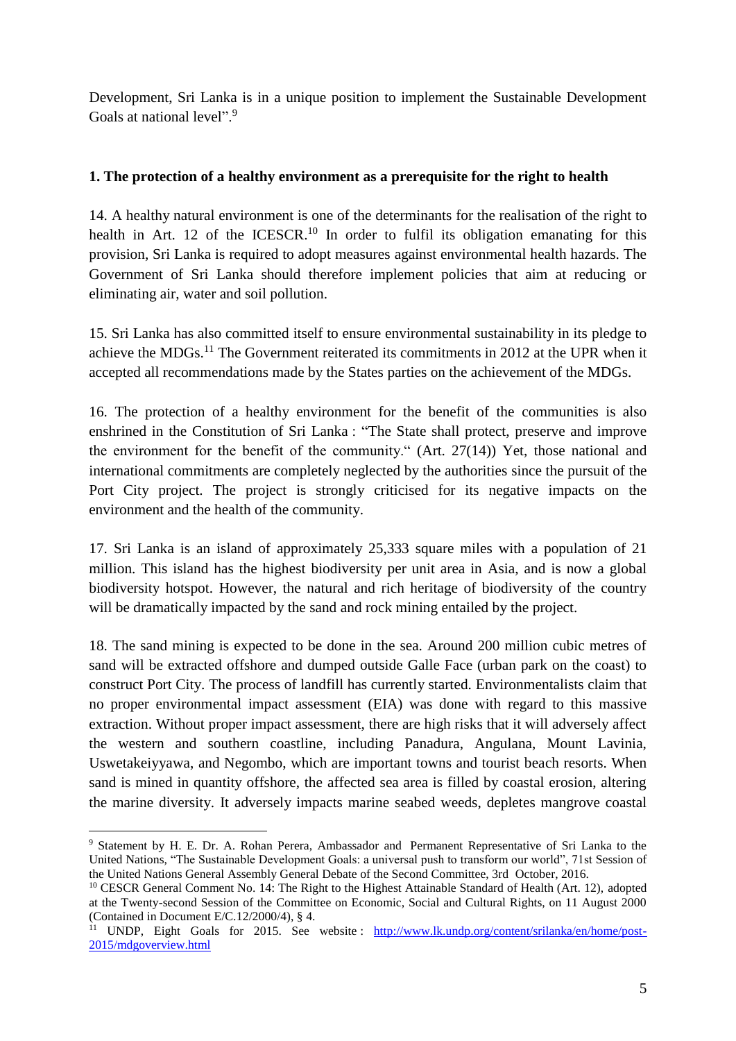Development, Sri Lanka is in a unique position to implement the Sustainable Development Goals at national level".[9]

**1. The protection of a healthy environment as a prerequisite for the right to health**

14. A healthy natural environment is one of the determinants for the realisation of the right to health in Art. 12 of the ICESCR.[10] In order to fulfil its obligation emanating for this provision, Sri Lanka is required to adopt measures against environmental health hazards. The Government of Sri Lanka should therefore implement policies that aim at reducing or eliminating air, water and soil pollution.

15. Sri Lanka has also committed itself to ensure environmental sustainability in its pledge to achieve the MDGs.[11] The Government reiterated its commitments in 2012 at the UPR when it accepted all recommendations made by the States parties on the achievement of the MDGs.

16. The protection of a healthy environment for the benefit of the communities is also enshrined in the Constitution of Sri Lanka : "The State shall protect, preserve and improve the environment for the benefit of the community." (Art. 27(14)) Yet, those national and international commitments are completely neglected by the authorities since the pursuit of the Port City project. The project is strongly criticised for its negative impacts on the environment and the health of the community.

17. Sri Lanka is an island of approximately 25,333 square miles with a population of 21 million. This island has the highest biodiversity per unit area in Asia, and is now a global biodiversity hotspot. However, the natural and rich heritage of biodiversity of the country will be dramatically impacted by the sand and rock mining entailed by the project.

18. The sand mining is expected to be done in the sea. Around 200 million cubic metres of sand will be extracted offshore and dumped outside Galle Face (urban park on the coast) to construct Port City. The process of landfill has currently started. Environmentalists claim that no proper environmental impact assessment (EIA) was done with regard to this massive extraction. Without proper impact assessment, there are high risks that it will adversely affect the western and southern coastline, including Panadura, Angulana, Mount Lavinia, Uswetakeiyyawa, and Negombo, which are important towns and tourist beach resorts. When sand is mined in quantity offshore, the affected sea area is filled by coastal erosion, altering the marine diversity. It adversely impacts marine seabed weeds, depletes mangrove coastal

---

[9] Statement by H. E. Dr. A. Rohan Perera, Ambassador and Permanent Representative of Sri Lanka to the United Nations, "The Sustainable Development Goals: a universal push to transform our world", 71st Session of the United Nations General Assembly General Debate of the Second Committee, 3rd October, 2016.

[10] CESCR General Comment No. 14: The Right to the Highest Attainable Standard of Health (Art. 12), adopted at the Twenty-second Session of the Committee on Economic, Social and Cultural Rights, on 11 August 2000 (Contained in Document E/C.12/2000/4), § 4.

[11] UNDP, Eight Goals for 2015. See website : http://www.lk.undp.org/content/srilanka/en/home/post-2015/mdgoverview.html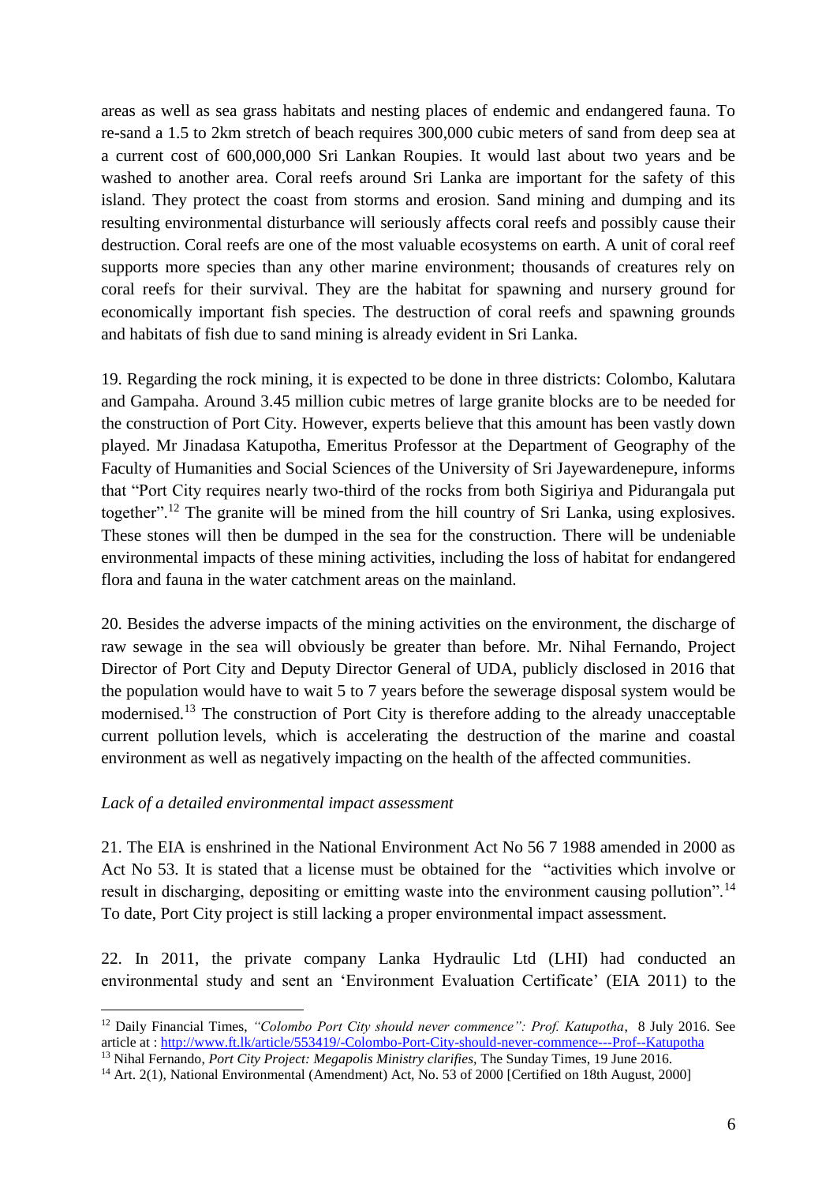areas as well as sea grass habitats and nesting places of endemic and endangered fauna. To re-sand a 1.5 to 2km stretch of beach requires 300,000 cubic meters of sand from deep sea at a current cost of 600,000,000 Sri Lankan Roupies. It would last about two years and be washed to another area. Coral reefs around Sri Lanka are important for the safety of this island. They protect the coast from storms and erosion. Sand mining and dumping and its resulting environmental disturbance will seriously affects coral reefs and possibly cause their destruction. Coral reefs are one of the most valuable ecosystems on earth. A unit of coral reef supports more species than any other marine environment; thousands of creatures rely on coral reefs for their survival. They are the habitat for spawning and nursery ground for economically important fish species. The destruction of coral reefs and spawning grounds and habitats of fish due to sand mining is already evident in Sri Lanka.

19. Regarding the rock mining, it is expected to be done in three districts: Colombo, Kalutara and Gampaha. Around 3.45 million cubic metres of large granite blocks are to be needed for the construction of Port City. However, experts believe that this amount has been vastly down played. Mr Jinadasa Katupotha, Emeritus Professor at the Department of Geography of the Faculty of Humanities and Social Sciences of the University of Sri Jayewardenepure, informs that "Port City requires nearly two-third of the rocks from both Sigiriya and Pidurangala put together".[12] The granite will be mined from the hill country of Sri Lanka, using explosives. These stones will then be dumped in the sea for the construction. There will be undeniable environmental impacts of these mining activities, including the loss of habitat for endangered flora and fauna in the water catchment areas on the mainland.

20. Besides the adverse impacts of the mining activities on the environment, the discharge of raw sewage in the sea will obviously be greater than before. Mr. Nihal Fernando, Project Director of Port City and Deputy Director General of UDA, publicly disclosed in 2016 that the population would have to wait 5 to 7 years before the sewerage disposal system would be modernised.[13] The construction of Port City is therefore adding to the already unacceptable current pollution levels, which is accelerating the destruction of the marine and coastal environment as well as negatively impacting on the health of the affected communities.

*Lack of a detailed environmental impact assessment*

21. The EIA is enshrined in the National Environment Act No 56 7 1988 amended in 2000 as Act No 53. It is stated that a license must be obtained for the "activities which involve or result in discharging, depositing or emitting waste into the environment causing pollution".[14] To date, Port City project is still lacking a proper environmental impact assessment.

22. In 2011, the private company Lanka Hydraulic Ltd (LHI) had conducted an environmental study and sent an 'Environment Evaluation Certificate' (EIA 2011) to the

---

[12] Daily Financial Times, *"Colombo Port City should never commence": Prof. Katupotha*, 8 July 2016. See article at : http://www.ft.lk/article/553419/-Colombo-Port-City-should-never-commence---Prof--Katupotha

[13] Nihal Fernando, *Port City Project: Megapolis Ministry clarifies*, The Sunday Times, 19 June 2016.

[14] Art. 2(1), National Environmental (Amendment) Act, No. 53 of 2000 [Certified on 18th August, 2000]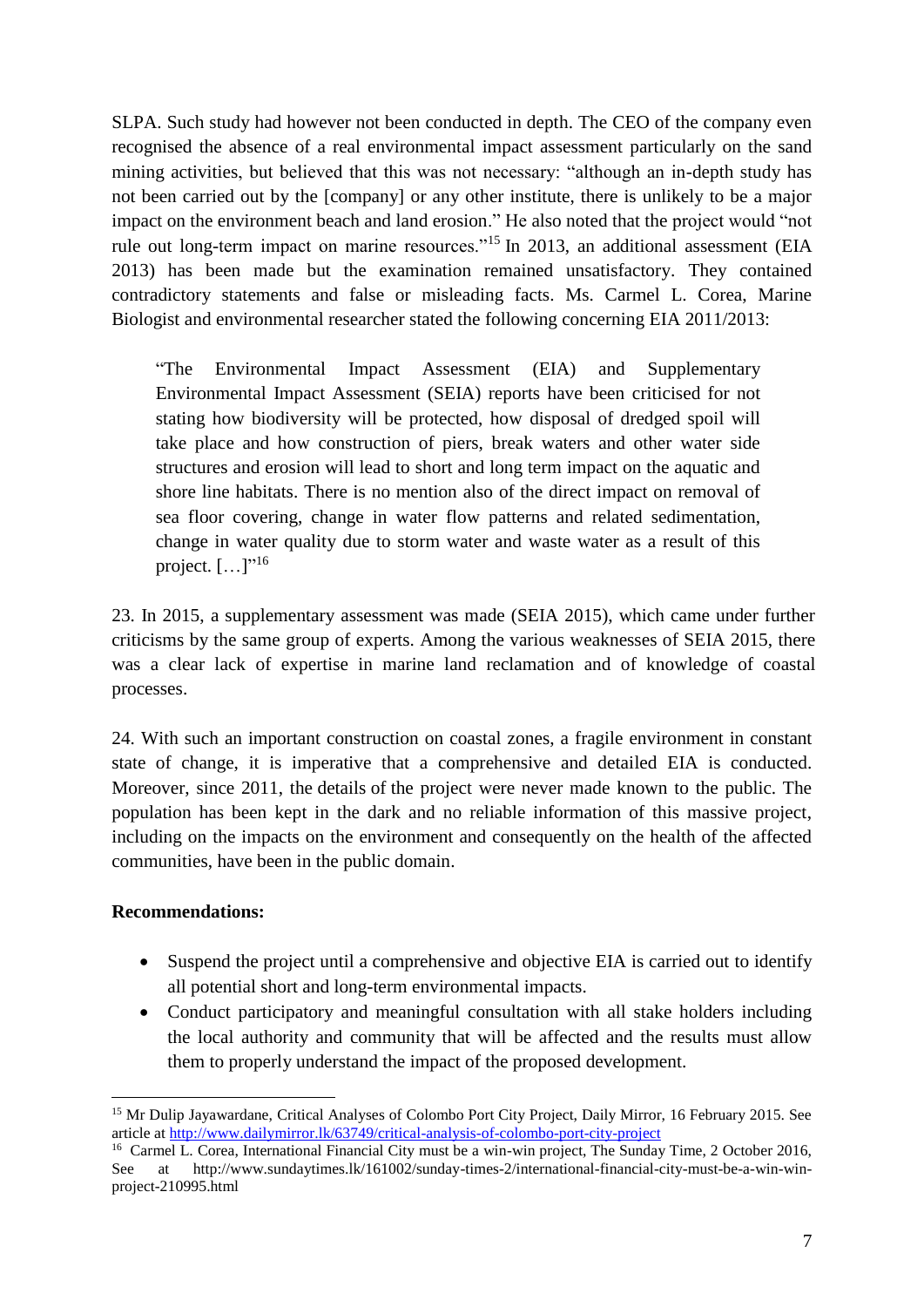SLPA. Such study had however not been conducted in depth. The CEO of the company even recognised the absence of a real environmental impact assessment particularly on the sand mining activities, but believed that this was not necessary: "although an in-depth study has not been carried out by the [company] or any other institute, there is unlikely to be a major impact on the environment beach and land erosion." He also noted that the project would "not rule out long-term impact on marine resources."[15] In 2013, an additional assessment (EIA 2013) has been made but the examination remained unsatisfactory. They contained contradictory statements and false or misleading facts. Ms. Carmel L. Corea, Marine Biologist and environmental researcher stated the following concerning EIA 2011/2013:

> "The Environmental Impact Assessment (EIA) and Supplementary Environmental Impact Assessment (SEIA) reports have been criticised for not stating how biodiversity will be protected, how disposal of dredged spoil will take place and how construction of piers, break waters and other water side structures and erosion will lead to short and long term impact on the aquatic and shore line habitats. There is no mention also of the direct impact on removal of sea floor covering, change in water flow patterns and related sedimentation, change in water quality due to storm water and waste water as a result of this project. […]"[16]

23. In 2015, a supplementary assessment was made (SEIA 2015), which came under further criticisms by the same group of experts. Among the various weaknesses of SEIA 2015, there was a clear lack of expertise in marine land reclamation and of knowledge of coastal processes.

24. With such an important construction on coastal zones, a fragile environment in constant state of change, it is imperative that a comprehensive and detailed EIA is conducted. Moreover, since 2011, the details of the project were never made known to the public. The population has been kept in the dark and no reliable information of this massive project, including on the impacts on the environment and consequently on the health of the affected communities, have been in the public domain.

**Recommendations:**

- Suspend the project until a comprehensive and objective EIA is carried out to identify all potential short and long-term environmental impacts.
- Conduct participatory and meaningful consultation with all stake holders including the local authority and community that will be affected and the results must allow them to properly understand the impact of the proposed development.

---

[15] Mr Dulip Jayawardane, Critical Analyses of Colombo Port City Project, Daily Mirror, 16 February 2015. See article at http://www.dailymirror.lk/63749/critical-analysis-of-colombo-port-city-project

[16] Carmel L. Corea, International Financial City must be a win-win project, The Sunday Time, 2 October 2016, See at http://www.sundaytimes.lk/161002/sunday-times-2/international-financial-city-must-be-a-win-win-project-210995.html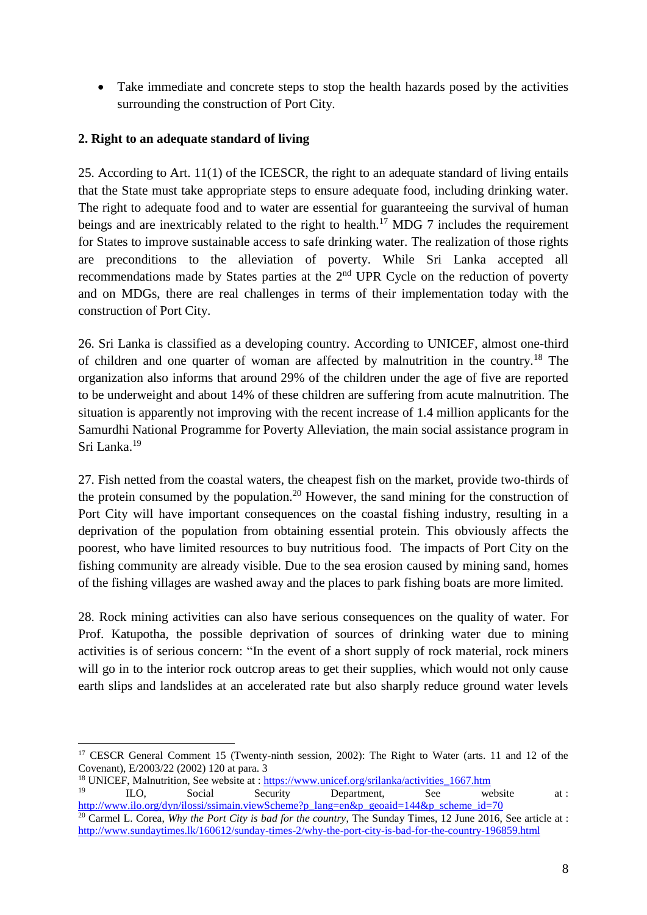- Take immediate and concrete steps to stop the health hazards posed by the activities surrounding the construction of Port City.

**2. Right to an adequate standard of living**

25. According to Art. 11(1) of the ICESCR, the right to an adequate standard of living entails that the State must take appropriate steps to ensure adequate food, including drinking water. The right to adequate food and to water are essential for guaranteeing the survival of human beings and are inextricably related to the right to health.[17] MDG 7 includes the requirement for States to improve sustainable access to safe drinking water. The realization of those rights are preconditions to the alleviation of poverty. While Sri Lanka accepted all recommendations made by States parties at the 2nd UPR Cycle on the reduction of poverty and on MDGs, there are real challenges in terms of their implementation today with the construction of Port City.

26. Sri Lanka is classified as a developing country. According to UNICEF, almost one-third of children and one quarter of woman are affected by malnutrition in the country.[18] The organization also informs that around 29% of the children under the age of five are reported to be underweight and about 14% of these children are suffering from acute malnutrition. The situation is apparently not improving with the recent increase of 1.4 million applicants for the Samurdhi National Programme for Poverty Alleviation, the main social assistance program in Sri Lanka.[19]

27. Fish netted from the coastal waters, the cheapest fish on the market, provide two-thirds of the protein consumed by the population.[20] However, the sand mining for the construction of Port City will have important consequences on the coastal fishing industry, resulting in a deprivation of the population from obtaining essential protein. This obviously affects the poorest, who have limited resources to buy nutritious food. The impacts of Port City on the fishing community are already visible. Due to the sea erosion caused by mining sand, homes of the fishing villages are washed away and the places to park fishing boats are more limited.

28. Rock mining activities can also have serious consequences on the quality of water. For Prof. Katupotha, the possible deprivation of sources of drinking water due to mining activities is of serious concern: "In the event of a short supply of rock material, rock miners will go in to the interior rock outcrop areas to get their supplies, which would not only cause earth slips and landslides at an accelerated rate but also sharply reduce ground water levels

---

[17] CESCR General Comment 15 (Twenty-ninth session, 2002): The Right to Water (arts. 11 and 12 of the Covenant), E/2003/22 (2002) 120 at para. 3

[18] UNICEF, Malnutrition, See website at : https://www.unicef.org/srilanka/activities_1667.htm

[19] ILO, Social Security Department, See website at : http://www.ilo.org/dyn/ilossi/ssimain.viewScheme?p_lang=en&p_geoaid=144&p_scheme_id=70

[20] Carmel L. Corea, *Why the Port City is bad for the country*, The Sunday Times, 12 June 2016, See article at : http://www.sundaytimes.lk/160612/sunday-times-2/why-the-port-city-is-bad-for-the-country-196859.html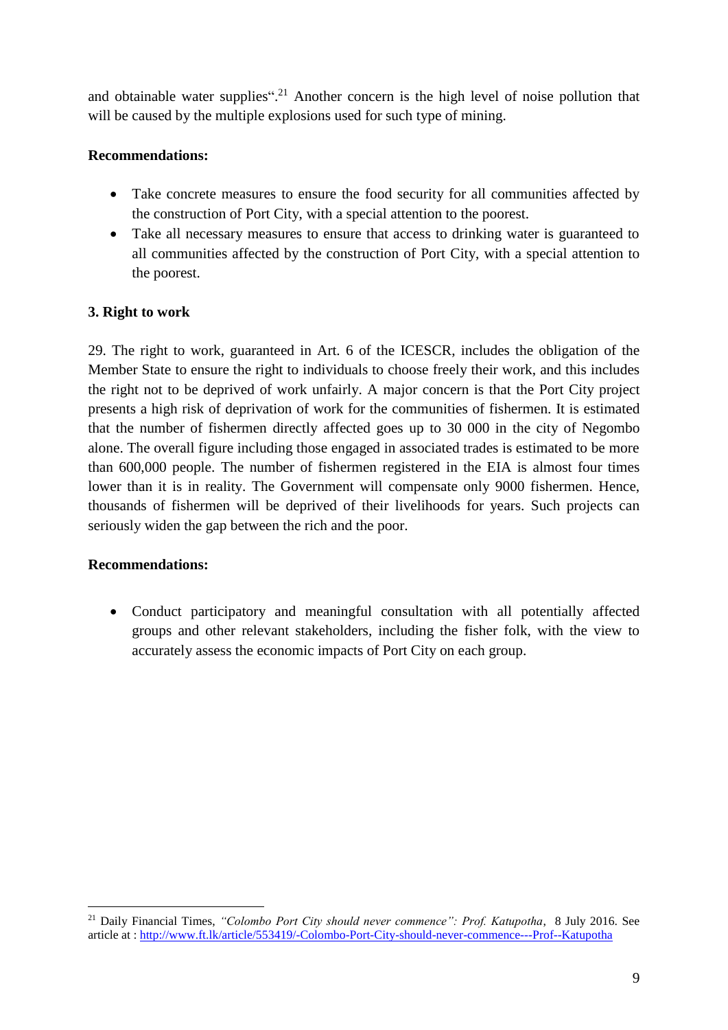and obtainable water supplies".[21] Another concern is the high level of noise pollution that will be caused by the multiple explosions used for such type of mining.

**Recommendations:**

- Take concrete measures to ensure the food security for all communities affected by the construction of Port City, with a special attention to the poorest.
- Take all necessary measures to ensure that access to drinking water is guaranteed to all communities affected by the construction of Port City, with a special attention to the poorest.

### 3. Right to work

29. The right to work, guaranteed in Art. 6 of the ICESCR, includes the obligation of the Member State to ensure the right to individuals to choose freely their work, and this includes the right not to be deprived of work unfairly. A major concern is that the Port City project presents a high risk of deprivation of work for the communities of fishermen. It is estimated that the number of fishermen directly affected goes up to 30 000 in the city of Negombo alone. The overall figure including those engaged in associated trades is estimated to be more than 600,000 people. The number of fishermen registered in the EIA is almost four times lower than it is in reality. The Government will compensate only 9000 fishermen. Hence, thousands of fishermen will be deprived of their livelihoods for years. Such projects can seriously widen the gap between the rich and the poor.

**Recommendations:**

- Conduct participatory and meaningful consultation with all potentially affected groups and other relevant stakeholders, including the fisher folk, with the view to accurately assess the economic impacts of Port City on each group.

---

[21] Daily Financial Times, *"Colombo Port City should never commence": Prof. Katupotha*, 8 July 2016. See article at : http://www.ft.lk/article/553419/-Colombo-Port-City-should-never-commence---Prof--Katupotha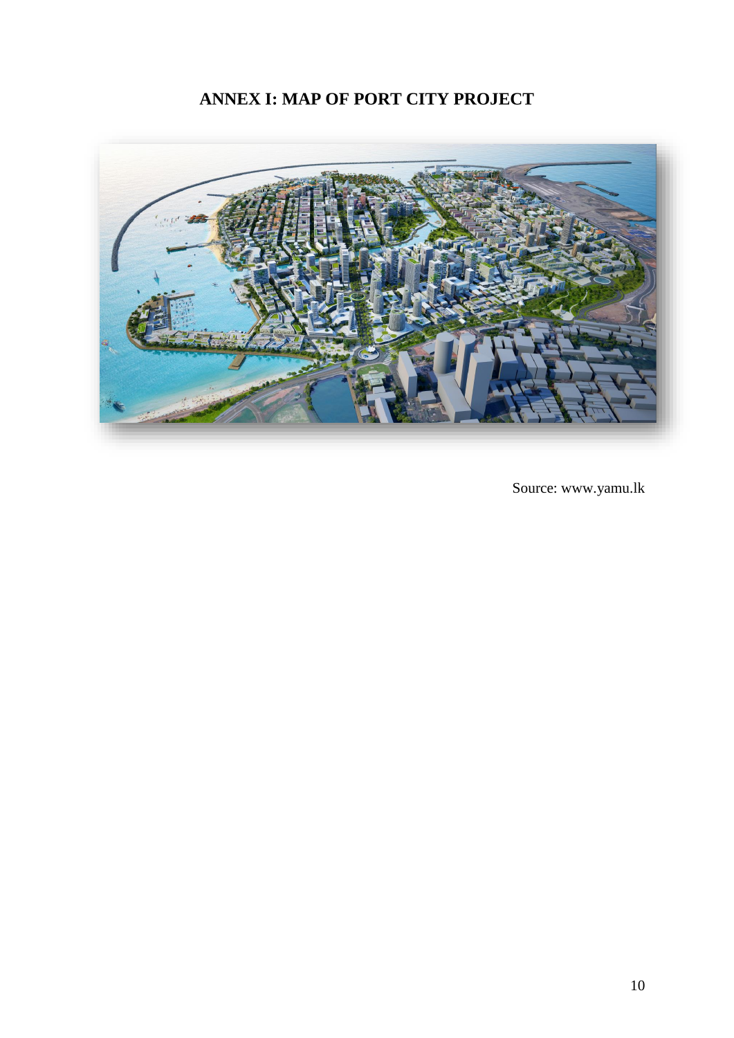## ANNEX I: MAP OF PORT CITY PROJECT

Source: www.yamu.lk